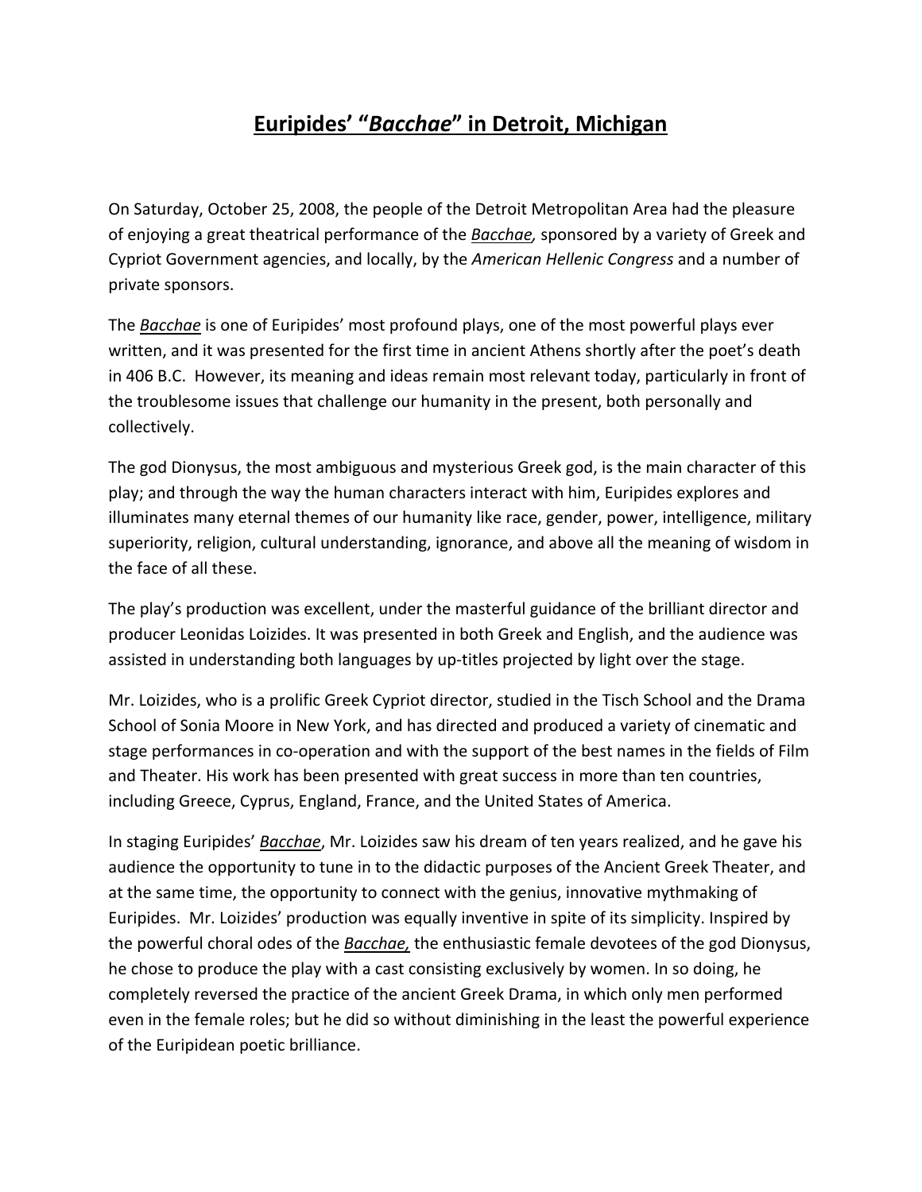# **Euripides' "*Bacchae*" in Detroit, Michigan**

On Saturday, October 25, 2008, the people of the Detroit Metropolitan Area had the pleasure of enjoying a great theatrical performance of the ***Bacchae***, sponsored by a variety of Greek and Cypriot Government agencies, and locally, by the *American Hellenic Congress* and a number of private sponsors.

The ***Bacchae*** is one of Euripides' most profound plays, one of the most powerful plays ever written, and it was presented for the first time in ancient Athens shortly after the poet's death in 406 B.C. However, its meaning and ideas remain most relevant today, particularly in front of the troublesome issues that challenge our humanity in the present, both personally and collectively.

The god Dionysus, the most ambiguous and mysterious Greek god, is the main character of this play; and through the way the human characters interact with him, Euripides explores and illuminates many eternal themes of our humanity like race, gender, power, intelligence, military superiority, religion, cultural understanding, ignorance, and above all the meaning of wisdom in the face of all these.

The play's production was excellent, under the masterful guidance of the brilliant director and producer Leonidas Loizides. It was presented in both Greek and English, and the audience was assisted in understanding both languages by up-titles projected by light over the stage.

Mr. Loizides, who is a prolific Greek Cypriot director, studied in the Tisch School and the Drama School of Sonia Moore in New York, and has directed and produced a variety of cinematic and stage performances in co-operation and with the support of the best names in the fields of Film and Theater. His work has been presented with great success in more than ten countries, including Greece, Cyprus, England, France, and the United States of America.

In staging Euripides' ***Bacchae***, Mr. Loizides saw his dream of ten years realized, and he gave his audience the opportunity to tune in to the didactic purposes of the Ancient Greek Theater, and at the same time, the opportunity to connect with the genius, innovative mythmaking of Euripides. Mr. Loizides' production was equally inventive in spite of its simplicity. Inspired by the powerful choral odes of the ***Bacchae***, the enthusiastic female devotees of the god Dionysus, he chose to produce the play with a cast consisting exclusively by women. In so doing, he completely reversed the practice of the ancient Greek Drama, in which only men performed even in the female roles; but he did so without diminishing in the least the powerful experience of the Euripidean poetic brilliance.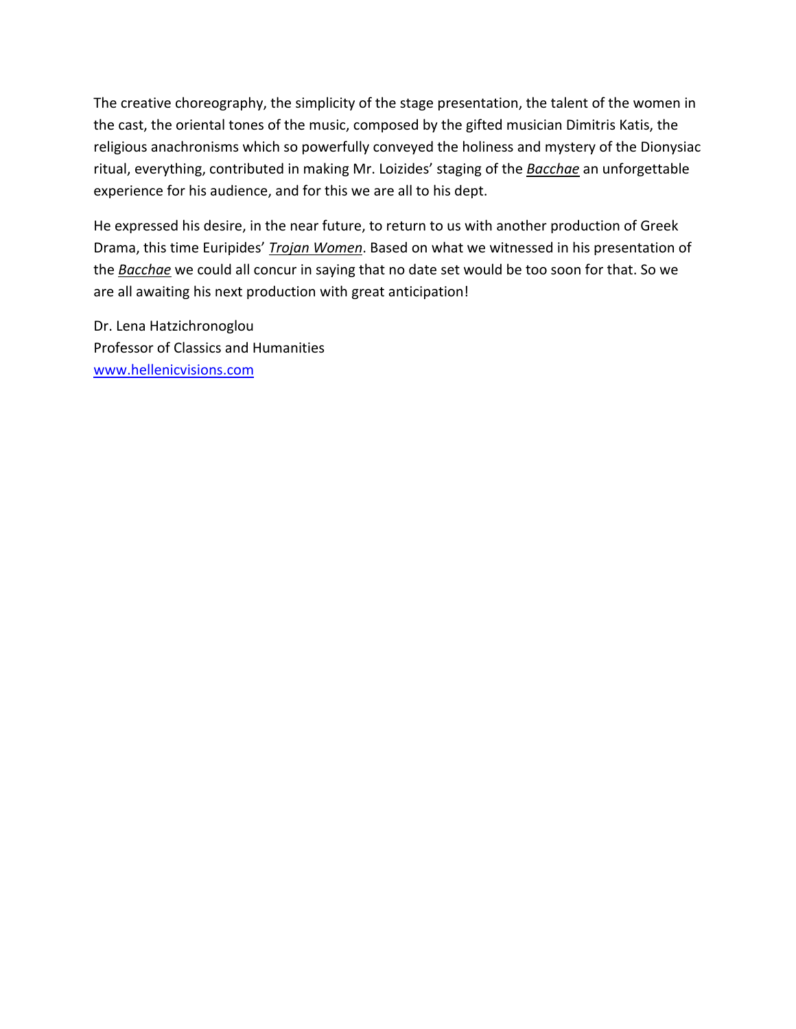The creative choreography, the simplicity of the stage presentation, the talent of the women in the cast, the oriental tones of the music, composed by the gifted musician Dimitris Katis, the religious anachronisms which so powerfully conveyed the holiness and mystery of the Dionysiac ritual, everything, contributed in making Mr. Loizides' staging of the ***Bacchae*** an unforgettable experience for his audience, and for this we are all to his dept.

He expressed his desire, in the near future, to return to us with another production of Greek Drama, this time Euripides' *Trojan Women*. Based on what we witnessed in his presentation of the *Bacchae* we could all concur in saying that no date set would be too soon for that. So we are all awaiting his next production with great anticipation!

Dr. Lena Hatzichronoglou
Professor of Classics and Humanities
[www.hellenicvisions.com](http://www.hellenicvisions.com)